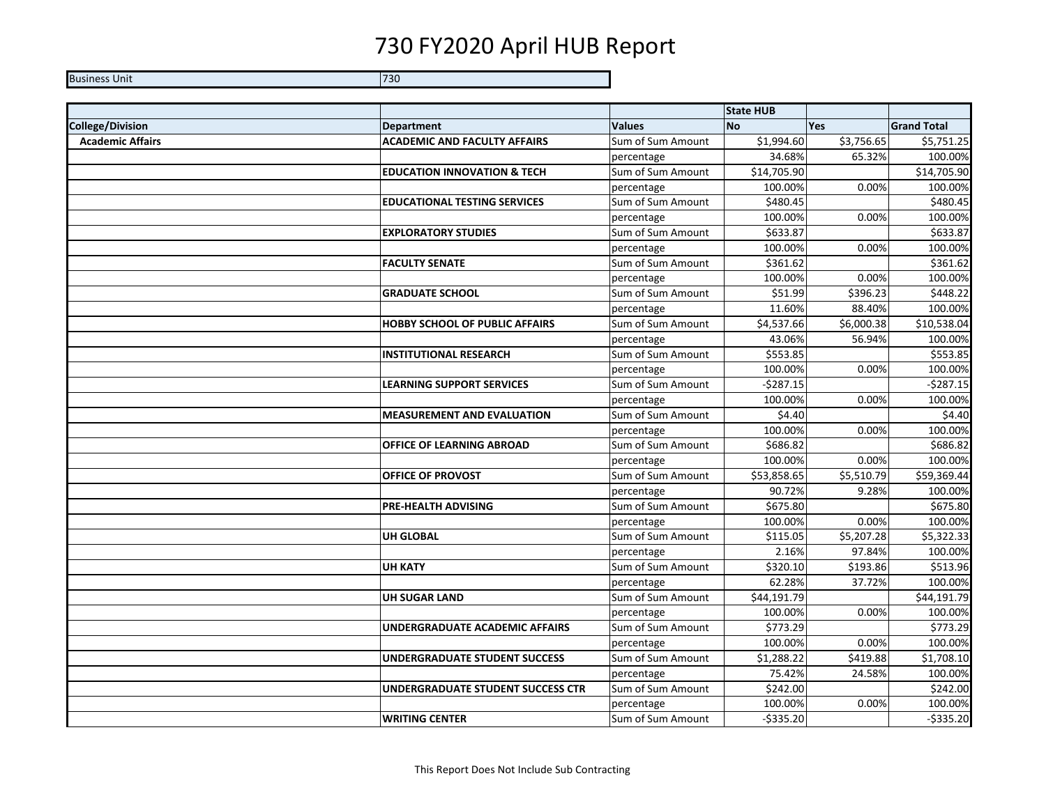# 730 FY2020 April HUB Report

| Business Unit | 730 |
|---|---|

| | | | State HUB | | |
|---|---|---|---|---|---|
| **College/Division** | **Department** | **Values** | **No** | **Yes** | **Grand Total** |
| **Academic Affairs** | **ACADEMIC AND FACULTY AFFAIRS** | Sum of Sum Amount | $1,994.60 | $3,756.65 | $5,751.25 |
| | | percentage | 34.68% | 65.32% | 100.00% |
| | **EDUCATION INNOVATION & TECH** | Sum of Sum Amount | $14,705.90 | | $14,705.90 |
| | | percentage | 100.00% | 0.00% | 100.00% |
| | **EDUCATIONAL TESTING SERVICES** | Sum of Sum Amount | $480.45 | | $480.45 |
| | | percentage | 100.00% | 0.00% | 100.00% |
| | **EXPLORATORY STUDIES** | Sum of Sum Amount | $633.87 | | $633.87 |
| | | percentage | 100.00% | 0.00% | 100.00% |
| | **FACULTY SENATE** | Sum of Sum Amount | $361.62 | | $361.62 |
| | | percentage | 100.00% | 0.00% | 100.00% |
| | **GRADUATE SCHOOL** | Sum of Sum Amount | $51.99 | $396.23 | $448.22 |
| | | percentage | 11.60% | 88.40% | 100.00% |
| | **HOBBY SCHOOL OF PUBLIC AFFAIRS** | Sum of Sum Amount | $4,537.66 | $6,000.38 | $10,538.04 |
| | | percentage | 43.06% | 56.94% | 100.00% |
| | **INSTITUTIONAL RESEARCH** | Sum of Sum Amount | $553.85 | | $553.85 |
| | | percentage | 100.00% | 0.00% | 100.00% |
| | **LEARNING SUPPORT SERVICES** | Sum of Sum Amount | -$287.15 | | -$287.15 |
| | | percentage | 100.00% | 0.00% | 100.00% |
| | **MEASUREMENT AND EVALUATION** | Sum of Sum Amount | $4.40 | | $4.40 |
| | | percentage | 100.00% | 0.00% | 100.00% |
| | **OFFICE OF LEARNING ABROAD** | Sum of Sum Amount | $686.82 | | $686.82 |
| | | percentage | 100.00% | 0.00% | 100.00% |
| | **OFFICE OF PROVOST** | Sum of Sum Amount | $53,858.65 | $5,510.79 | $59,369.44 |
| | | percentage | 90.72% | 9.28% | 100.00% |
| | **PRE-HEALTH ADVISING** | Sum of Sum Amount | $675.80 | | $675.80 |
| | | percentage | 100.00% | 0.00% | 100.00% |
| | **UH GLOBAL** | Sum of Sum Amount | $115.05 | $5,207.28 | $5,322.33 |
| | | percentage | 2.16% | 97.84% | 100.00% |
| | **UH KATY** | Sum of Sum Amount | $320.10 | $193.86 | $513.96 |
| | | percentage | 62.28% | 37.72% | 100.00% |
| | **UH SUGAR LAND** | Sum of Sum Amount | $44,191.79 | | $44,191.79 |
| | | percentage | 100.00% | 0.00% | 100.00% |
| | **UNDERGRADUATE ACADEMIC AFFAIRS** | Sum of Sum Amount | $773.29 | | $773.29 |
| | | percentage | 100.00% | 0.00% | 100.00% |
| | **UNDERGRADUATE STUDENT SUCCESS** | Sum of Sum Amount | $1,288.22 | $419.88 | $1,708.10 |
| | | percentage | 75.42% | 24.58% | 100.00% |
| | **UNDERGRADUATE STUDENT SUCCESS CTR** | Sum of Sum Amount | $242.00 | | $242.00 |
| | | percentage | 100.00% | 0.00% | 100.00% |
| | **WRITING CENTER** | Sum of Sum Amount | -$335.20 | | -$335.20 |

This Report Does Not Include Sub Contracting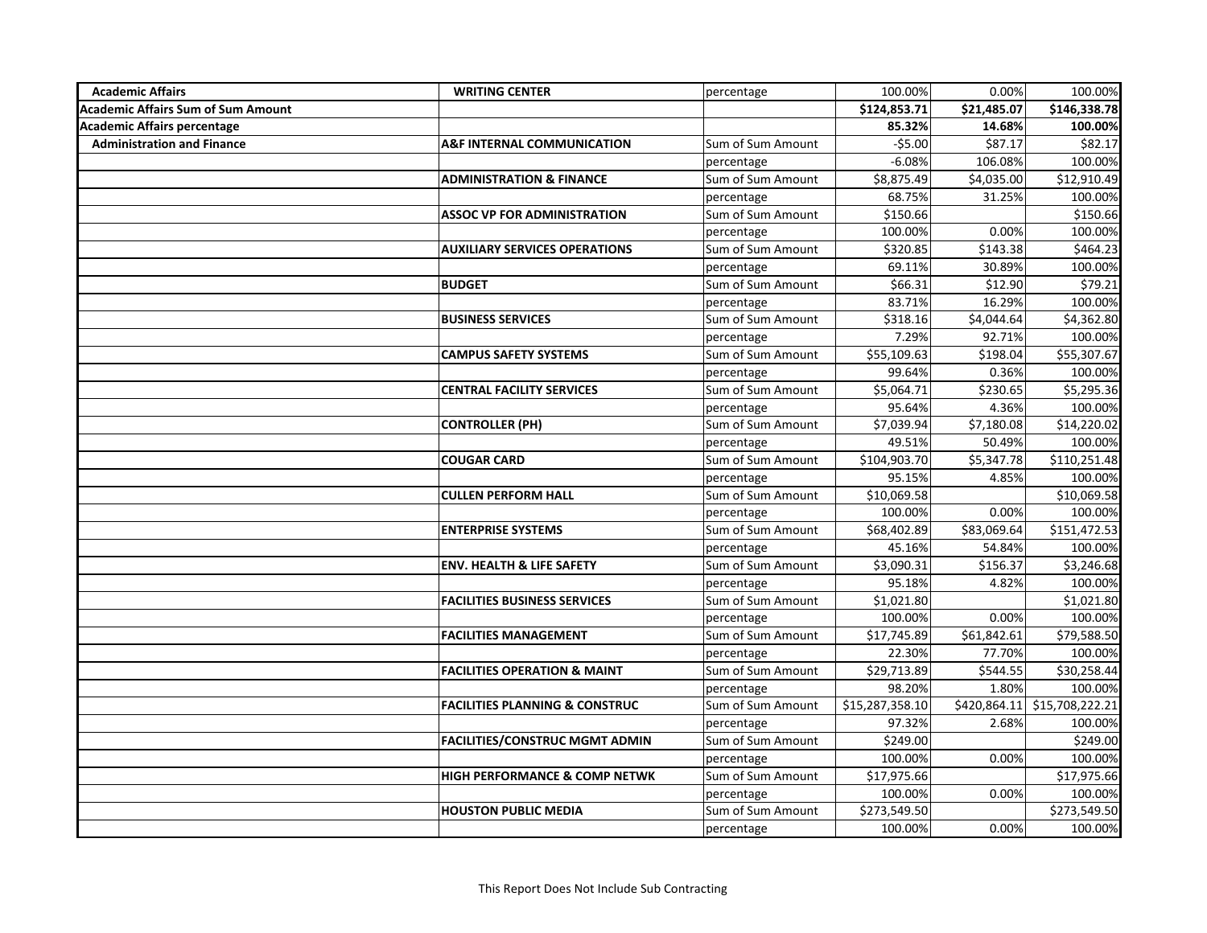| | | | | | |
|---|---|---|---|---|---|
| **Academic Affairs** | **WRITING CENTER** | percentage | 100.00% | 0.00% | 100.00% |
| **Academic Affairs Sum of Sum Amount** | | | **$124,853.71** | **$21,485.07** | **$146,338.78** |
| **Academic Affairs percentage** | | | **85.32%** | **14.68%** | **100.00%** |
| **Administration and Finance** | **A&F INTERNAL COMMUNICATION** | Sum of Sum Amount | -$5.00 | $87.17 | $82.17 |
| | | percentage | -6.08% | 106.08% | 100.00% |
| | **ADMINISTRATION & FINANCE** | Sum of Sum Amount | $8,875.49 | $4,035.00 | $12,910.49 |
| | | percentage | 68.75% | 31.25% | 100.00% |
| | **ASSOC VP FOR ADMINISTRATION** | Sum of Sum Amount | $150.66 | | $150.66 |
| | | percentage | 100.00% | 0.00% | 100.00% |
| | **AUXILIARY SERVICES OPERATIONS** | Sum of Sum Amount | $320.85 | $143.38 | $464.23 |
| | | percentage | 69.11% | 30.89% | 100.00% |
| | **BUDGET** | Sum of Sum Amount | $66.31 | $12.90 | $79.21 |
| | | percentage | 83.71% | 16.29% | 100.00% |
| | **BUSINESS SERVICES** | Sum of Sum Amount | $318.16 | $4,044.64 | $4,362.80 |
| | | percentage | 7.29% | 92.71% | 100.00% |
| | **CAMPUS SAFETY SYSTEMS** | Sum of Sum Amount | $55,109.63 | $198.04 | $55,307.67 |
| | | percentage | 99.64% | 0.36% | 100.00% |
| | **CENTRAL FACILITY SERVICES** | Sum of Sum Amount | $5,064.71 | $230.65 | $5,295.36 |
| | | percentage | 95.64% | 4.36% | 100.00% |
| | **CONTROLLER (PH)** | Sum of Sum Amount | $7,039.94 | $7,180.08 | $14,220.02 |
| | | percentage | 49.51% | 50.49% | 100.00% |
| | **COUGAR CARD** | Sum of Sum Amount | $104,903.70 | $5,347.78 | $110,251.48 |
| | | percentage | 95.15% | 4.85% | 100.00% |
| | **CULLEN PERFORM HALL** | Sum of Sum Amount | $10,069.58 | | $10,069.58 |
| | | percentage | 100.00% | 0.00% | 100.00% |
| | **ENTERPRISE SYSTEMS** | Sum of Sum Amount | $68,402.89 | $83,069.64 | $151,472.53 |
| | | percentage | 45.16% | 54.84% | 100.00% |
| | **ENV. HEALTH & LIFE SAFETY** | Sum of Sum Amount | $3,090.31 | $156.37 | $3,246.68 |
| | | percentage | 95.18% | 4.82% | 100.00% |
| | **FACILITIES BUSINESS SERVICES** | Sum of Sum Amount | $1,021.80 | | $1,021.80 |
| | | percentage | 100.00% | 0.00% | 100.00% |
| | **FACILITIES MANAGEMENT** | Sum of Sum Amount | $17,745.89 | $61,842.61 | $79,588.50 |
| | | percentage | 22.30% | 77.70% | 100.00% |
| | **FACILITIES OPERATION & MAINT** | Sum of Sum Amount | $29,713.89 | $544.55 | $30,258.44 |
| | | percentage | 98.20% | 1.80% | 100.00% |
| | **FACILITIES PLANNING & CONSTRUC** | Sum of Sum Amount | $15,287,358.10 | $420,864.11 | $15,708,222.21 |
| | | percentage | 97.32% | 2.68% | 100.00% |
| | **FACILITIES/CONSTRUC MGMT ADMIN** | Sum of Sum Amount | $249.00 | | $249.00 |
| | | percentage | 100.00% | 0.00% | 100.00% |
| | **HIGH PERFORMANCE & COMP NETWK** | Sum of Sum Amount | $17,975.66 | | $17,975.66 |
| | | percentage | 100.00% | 0.00% | 100.00% |
| | **HOUSTON PUBLIC MEDIA** | Sum of Sum Amount | $273,549.50 | | $273,549.50 |
| | | percentage | 100.00% | 0.00% | 100.00% |

This Report Does Not Include Sub Contracting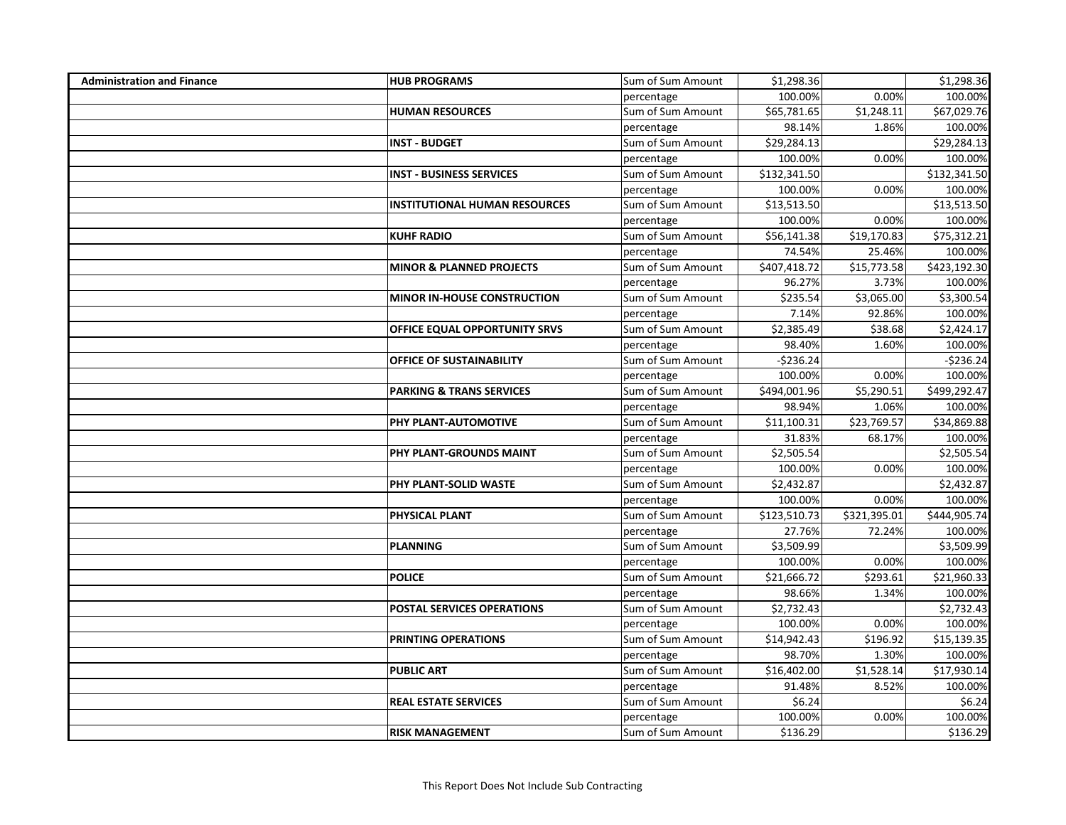| | | | | | |
|---|---|---|---|---|---|
| **Administration and Finance** | **HUB PROGRAMS** | Sum of Sum Amount | $1,298.36 | | $1,298.36 |
| | | percentage | 100.00% | 0.00% | 100.00% |
| | **HUMAN RESOURCES** | Sum of Sum Amount | $65,781.65 | $1,248.11 | $67,029.76 |
| | | percentage | 98.14% | 1.86% | 100.00% |
| | **INST - BUDGET** | Sum of Sum Amount | $29,284.13 | | $29,284.13 |
| | | percentage | 100.00% | 0.00% | 100.00% |
| | **INST - BUSINESS SERVICES** | Sum of Sum Amount | $132,341.50 | | $132,341.50 |
| | | percentage | 100.00% | 0.00% | 100.00% |
| | **INSTITUTIONAL HUMAN RESOURCES** | Sum of Sum Amount | $13,513.50 | | $13,513.50 |
| | | percentage | 100.00% | 0.00% | 100.00% |
| | **KUHF RADIO** | Sum of Sum Amount | $56,141.38 | $19,170.83 | $75,312.21 |
| | | percentage | 74.54% | 25.46% | 100.00% |
| | **MINOR & PLANNED PROJECTS** | Sum of Sum Amount | $407,418.72 | $15,773.58 | $423,192.30 |
| | | percentage | 96.27% | 3.73% | 100.00% |
| | **MINOR IN-HOUSE CONSTRUCTION** | Sum of Sum Amount | $235.54 | $3,065.00 | $3,300.54 |
| | | percentage | 7.14% | 92.86% | 100.00% |
| | **OFFICE EQUAL OPPORTUNITY SRVS** | Sum of Sum Amount | $2,385.49 | $38.68 | $2,424.17 |
| | | percentage | 98.40% | 1.60% | 100.00% |
| | **OFFICE OF SUSTAINABILITY** | Sum of Sum Amount | -$236.24 | | -$236.24 |
| | | percentage | 100.00% | 0.00% | 100.00% |
| | **PARKING & TRANS SERVICES** | Sum of Sum Amount | $494,001.96 | $5,290.51 | $499,292.47 |
| | | percentage | 98.94% | 1.06% | 100.00% |
| | **PHY PLANT-AUTOMOTIVE** | Sum of Sum Amount | $11,100.31 | $23,769.57 | $34,869.88 |
| | | percentage | 31.83% | 68.17% | 100.00% |
| | **PHY PLANT-GROUNDS MAINT** | Sum of Sum Amount | $2,505.54 | | $2,505.54 |
| | | percentage | 100.00% | 0.00% | 100.00% |
| | **PHY PLANT-SOLID WASTE** | Sum of Sum Amount | $2,432.87 | | $2,432.87 |
| | | percentage | 100.00% | 0.00% | 100.00% |
| | **PHYSICAL PLANT** | Sum of Sum Amount | $123,510.73 | $321,395.01 | $444,905.74 |
| | | percentage | 27.76% | 72.24% | 100.00% |
| | **PLANNING** | Sum of Sum Amount | $3,509.99 | | $3,509.99 |
| | | percentage | 100.00% | 0.00% | 100.00% |
| | **POLICE** | Sum of Sum Amount | $21,666.72 | $293.61 | $21,960.33 |
| | | percentage | 98.66% | 1.34% | 100.00% |
| | **POSTAL SERVICES OPERATIONS** | Sum of Sum Amount | $2,732.43 | | $2,732.43 |
| | | percentage | 100.00% | 0.00% | 100.00% |
| | **PRINTING OPERATIONS** | Sum of Sum Amount | $14,942.43 | $196.92 | $15,139.35 |
| | | percentage | 98.70% | 1.30% | 100.00% |
| | **PUBLIC ART** | Sum of Sum Amount | $16,402.00 | $1,528.14 | $17,930.14 |
| | | percentage | 91.48% | 8.52% | 100.00% |
| | **REAL ESTATE SERVICES** | Sum of Sum Amount | $6.24 | | $6.24 |
| | | percentage | 100.00% | 0.00% | 100.00% |
| | **RISK MANAGEMENT** | Sum of Sum Amount | $136.29 | | $136.29 |

This Report Does Not Include Sub Contracting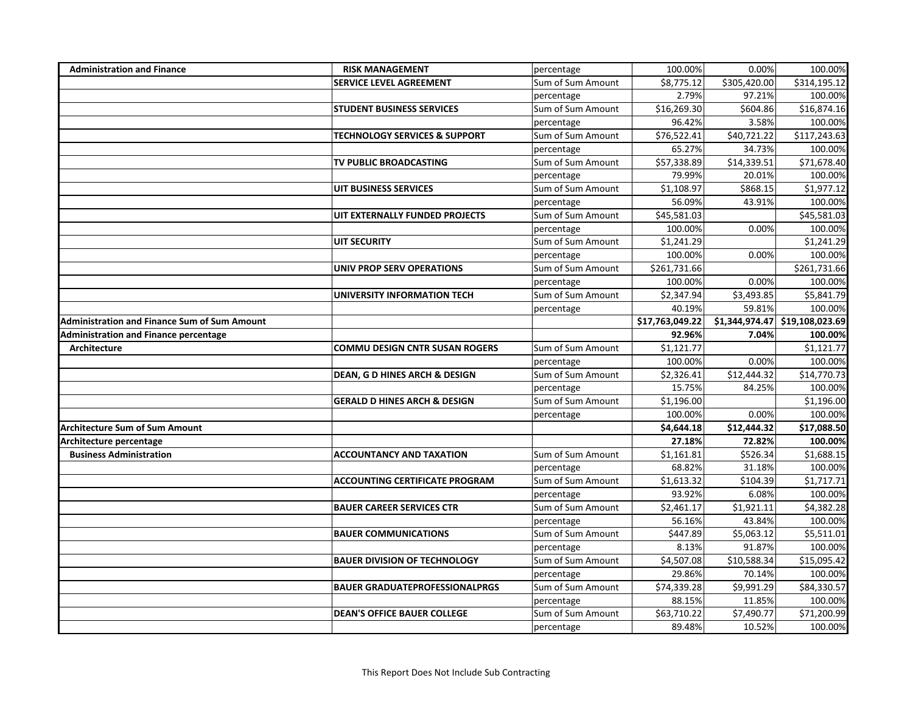| | | | | | |
|---|---|---|---|---|---|
| **Administration and Finance** | **RISK MANAGEMENT** | percentage | 100.00% | 0.00% | 100.00% |
| | **SERVICE LEVEL AGREEMENT** | Sum of Sum Amount | $8,775.12 | $305,420.00 | $314,195.12 |
| | | percentage | 2.79% | 97.21% | 100.00% |
| | **STUDENT BUSINESS SERVICES** | Sum of Sum Amount | $16,269.30 | $604.86 | $16,874.16 |
| | | percentage | 96.42% | 3.58% | 100.00% |
| | **TECHNOLOGY SERVICES & SUPPORT** | Sum of Sum Amount | $76,522.41 | $40,721.22 | $117,243.63 |
| | | percentage | 65.27% | 34.73% | 100.00% |
| | **TV PUBLIC BROADCASTING** | Sum of Sum Amount | $57,338.89 | $14,339.51 | $71,678.40 |
| | | percentage | 79.99% | 20.01% | 100.00% |
| | **UIT BUSINESS SERVICES** | Sum of Sum Amount | $1,108.97 | $868.15 | $1,977.12 |
| | | percentage | 56.09% | 43.91% | 100.00% |
| | **UIT EXTERNALLY FUNDED PROJECTS** | Sum of Sum Amount | $45,581.03 | | $45,581.03 |
| | | percentage | 100.00% | 0.00% | 100.00% |
| | **UIT SECURITY** | Sum of Sum Amount | $1,241.29 | | $1,241.29 |
| | | percentage | 100.00% | 0.00% | 100.00% |
| | **UNIV PROP SERV OPERATIONS** | Sum of Sum Amount | $261,731.66 | | $261,731.66 |
| | | percentage | 100.00% | 0.00% | 100.00% |
| | **UNIVERSITY INFORMATION TECH** | Sum of Sum Amount | $2,347.94 | $3,493.85 | $5,841.79 |
| | | percentage | 40.19% | 59.81% | 100.00% |
| **Administration and Finance Sum of Sum Amount** | | | **$17,763,049.22** | **$1,344,974.47** | **$19,108,023.69** |
| **Administration and Finance percentage** | | | **92.96%** | **7.04%** | **100.00%** |
| **Architecture** | **COMMU DESIGN CNTR SUSAN ROGERS** | Sum of Sum Amount | $1,121.77 | | $1,121.77 |
| | | percentage | 100.00% | 0.00% | 100.00% |
| | **DEAN, G D HINES ARCH & DESIGN** | Sum of Sum Amount | $2,326.41 | $12,444.32 | $14,770.73 |
| | | percentage | 15.75% | 84.25% | 100.00% |
| | **GERALD D HINES ARCH & DESIGN** | Sum of Sum Amount | $1,196.00 | | $1,196.00 |
| | | percentage | 100.00% | 0.00% | 100.00% |
| **Architecture Sum of Sum Amount** | | | **$4,644.18** | **$12,444.32** | **$17,088.50** |
| **Architecture percentage** | | | **27.18%** | **72.82%** | **100.00%** |
| **Business Administration** | **ACCOUNTANCY AND TAXATION** | Sum of Sum Amount | $1,161.81 | $526.34 | $1,688.15 |
| | | percentage | 68.82% | 31.18% | 100.00% |
| | **ACCOUNTING CERTIFICATE PROGRAM** | Sum of Sum Amount | $1,613.32 | $104.39 | $1,717.71 |
| | | percentage | 93.92% | 6.08% | 100.00% |
| | **BAUER CAREER SERVICES CTR** | Sum of Sum Amount | $2,461.17 | $1,921.11 | $4,382.28 |
| | | percentage | 56.16% | 43.84% | 100.00% |
| | **BAUER COMMUNICATIONS** | Sum of Sum Amount | $447.89 | $5,063.12 | $5,511.01 |
| | | percentage | 8.13% | 91.87% | 100.00% |
| | **BAUER DIVISION OF TECHNOLOGY** | Sum of Sum Amount | $4,507.08 | $10,588.34 | $15,095.42 |
| | | percentage | 29.86% | 70.14% | 100.00% |
| | **BAUER GRADUATEPROFESSIONALPRGS** | Sum of Sum Amount | $74,339.28 | $9,991.29 | $84,330.57 |
| | | percentage | 88.15% | 11.85% | 100.00% |
| | **DEAN'S OFFICE BAUER COLLEGE** | Sum of Sum Amount | $63,710.22 | $7,490.77 | $71,200.99 |
| | | percentage | 89.48% | 10.52% | 100.00% |

This Report Does Not Include Sub Contracting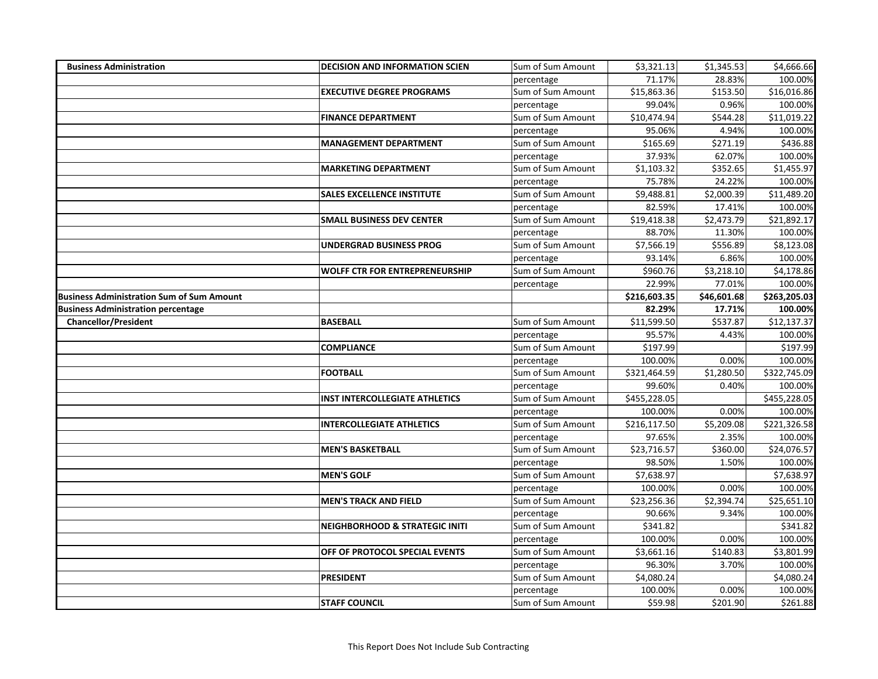| | | | | | |
|---|---|---|---|---|---|
| **Business Administration** | **DECISION AND INFORMATION SCIEN** | Sum of Sum Amount | $3,321.13 | $1,345.53 | $4,666.66 |
| | | percentage | 71.17% | 28.83% | 100.00% |
| | **EXECUTIVE DEGREE PROGRAMS** | Sum of Sum Amount | $15,863.36 | $153.50 | $16,016.86 |
| | | percentage | 99.04% | 0.96% | 100.00% |
| | **FINANCE DEPARTMENT** | Sum of Sum Amount | $10,474.94 | $544.28 | $11,019.22 |
| | | percentage | 95.06% | 4.94% | 100.00% |
| | **MANAGEMENT DEPARTMENT** | Sum of Sum Amount | $165.69 | $271.19 | $436.88 |
| | | percentage | 37.93% | 62.07% | 100.00% |
| | **MARKETING DEPARTMENT** | Sum of Sum Amount | $1,103.32 | $352.65 | $1,455.97 |
| | | percentage | 75.78% | 24.22% | 100.00% |
| | **SALES EXCELLENCE INSTITUTE** | Sum of Sum Amount | $9,488.81 | $2,000.39 | $11,489.20 |
| | | percentage | 82.59% | 17.41% | 100.00% |
| | **SMALL BUSINESS DEV CENTER** | Sum of Sum Amount | $19,418.38 | $2,473.79 | $21,892.17 |
| | | percentage | 88.70% | 11.30% | 100.00% |
| | **UNDERGRAD BUSINESS PROG** | Sum of Sum Amount | $7,566.19 | $556.89 | $8,123.08 |
| | | percentage | 93.14% | 6.86% | 100.00% |
| | **WOLFF CTR FOR ENTREPRENEURSHIP** | Sum of Sum Amount | $960.76 | $3,218.10 | $4,178.86 |
| | | percentage | 22.99% | 77.01% | 100.00% |
| **Business Administration Sum of Sum Amount** | | | **$216,603.35** | **$46,601.68** | **$263,205.03** |
| **Business Administration percentage** | | | **82.29%** | **17.71%** | **100.00%** |
| **Chancellor/President** | **BASEBALL** | Sum of Sum Amount | $11,599.50 | $537.87 | $12,137.37 |
| | | percentage | 95.57% | 4.43% | 100.00% |
| | **COMPLIANCE** | Sum of Sum Amount | $197.99 | | $197.99 |
| | | percentage | 100.00% | 0.00% | 100.00% |
| | **FOOTBALL** | Sum of Sum Amount | $321,464.59 | $1,280.50 | $322,745.09 |
| | | percentage | 99.60% | 0.40% | 100.00% |
| | **INST INTERCOLLEGIATE ATHLETICS** | Sum of Sum Amount | $455,228.05 | | $455,228.05 |
| | | percentage | 100.00% | 0.00% | 100.00% |
| | **INTERCOLLEGIATE ATHLETICS** | Sum of Sum Amount | $216,117.50 | $5,209.08 | $221,326.58 |
| | | percentage | 97.65% | 2.35% | 100.00% |
| | **MEN'S BASKETBALL** | Sum of Sum Amount | $23,716.57 | $360.00 | $24,076.57 |
| | | percentage | 98.50% | 1.50% | 100.00% |
| | **MEN'S GOLF** | Sum of Sum Amount | $7,638.97 | | $7,638.97 |
| | | percentage | 100.00% | 0.00% | 100.00% |
| | **MEN'S TRACK AND FIELD** | Sum of Sum Amount | $23,256.36 | $2,394.74 | $25,651.10 |
| | | percentage | 90.66% | 9.34% | 100.00% |
| | **NEIGHBORHOOD & STRATEGIC INITI** | Sum of Sum Amount | $341.82 | | $341.82 |
| | | percentage | 100.00% | 0.00% | 100.00% |
| | **OFF OF PROTOCOL SPECIAL EVENTS** | Sum of Sum Amount | $3,661.16 | $140.83 | $3,801.99 |
| | | percentage | 96.30% | 3.70% | 100.00% |
| | **PRESIDENT** | Sum of Sum Amount | $4,080.24 | | $4,080.24 |
| | | percentage | 100.00% | 0.00% | 100.00% |
| | **STAFF COUNCIL** | Sum of Sum Amount | $59.98 | $201.90 | $261.88 |

This Report Does Not Include Sub Contracting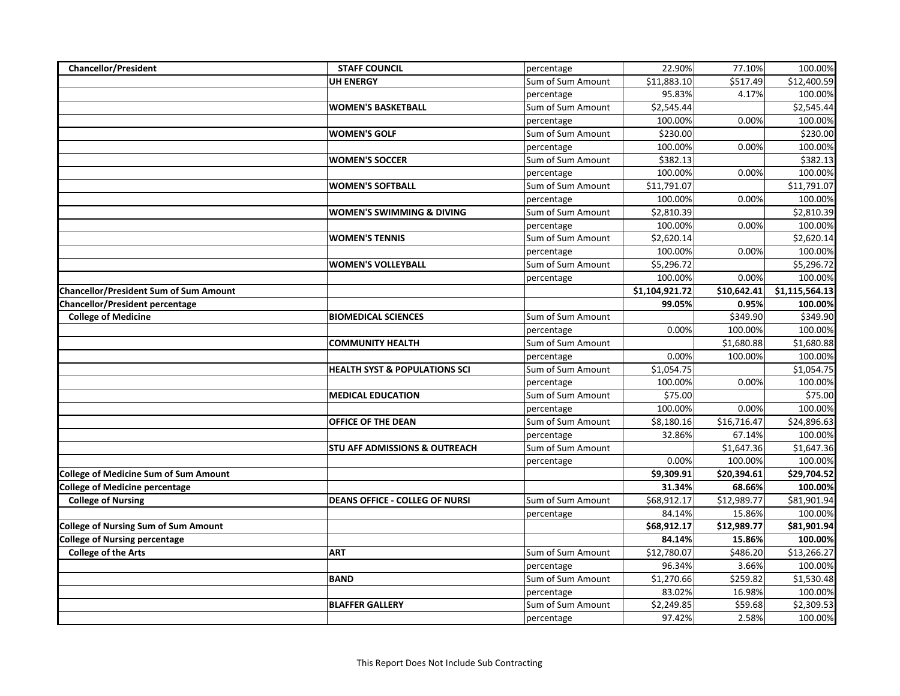| | | | | | |
|---|---|---|---|---|---|
| **Chancellor/President** | **STAFF COUNCIL** | percentage | 22.90% | 77.10% | 100.00% |
| | **UH ENERGY** | Sum of Sum Amount | $11,883.10 | $517.49 | $12,400.59 |
| | | percentage | 95.83% | 4.17% | 100.00% |
| | **WOMEN'S BASKETBALL** | Sum of Sum Amount | $2,545.44 | | $2,545.44 |
| | | percentage | 100.00% | 0.00% | 100.00% |
| | **WOMEN'S GOLF** | Sum of Sum Amount | $230.00 | | $230.00 |
| | | percentage | 100.00% | 0.00% | 100.00% |
| | **WOMEN'S SOCCER** | Sum of Sum Amount | $382.13 | | $382.13 |
| | | percentage | 100.00% | 0.00% | 100.00% |
| | **WOMEN'S SOFTBALL** | Sum of Sum Amount | $11,791.07 | | $11,791.07 |
| | | percentage | 100.00% | 0.00% | 100.00% |
| | **WOMEN'S SWIMMING & DIVING** | Sum of Sum Amount | $2,810.39 | | $2,810.39 |
| | | percentage | 100.00% | 0.00% | 100.00% |
| | **WOMEN'S TENNIS** | Sum of Sum Amount | $2,620.14 | | $2,620.14 |
| | | percentage | 100.00% | 0.00% | 100.00% |
| | **WOMEN'S VOLLEYBALL** | Sum of Sum Amount | $5,296.72 | | $5,296.72 |
| | | percentage | 100.00% | 0.00% | 100.00% |
| **Chancellor/President Sum of Sum Amount** | | | **$1,104,921.72** | **$10,642.41** | **$1,115,564.13** |
| **Chancellor/President percentage** | | | **99.05%** | **0.95%** | **100.00%** |
| **College of Medicine** | **BIOMEDICAL SCIENCES** | Sum of Sum Amount | | $349.90 | $349.90 |
| | | percentage | 0.00% | 100.00% | 100.00% |
| | **COMMUNITY HEALTH** | Sum of Sum Amount | | $1,680.88 | $1,680.88 |
| | | percentage | 0.00% | 100.00% | 100.00% |
| | **HEALTH SYST & POPULATIONS SCI** | Sum of Sum Amount | $1,054.75 | | $1,054.75 |
| | | percentage | 100.00% | 0.00% | 100.00% |
| | **MEDICAL EDUCATION** | Sum of Sum Amount | $75.00 | | $75.00 |
| | | percentage | 100.00% | 0.00% | 100.00% |
| | **OFFICE OF THE DEAN** | Sum of Sum Amount | $8,180.16 | $16,716.47 | $24,896.63 |
| | | percentage | 32.86% | 67.14% | 100.00% |
| | **STU AFF ADMISSIONS & OUTREACH** | Sum of Sum Amount | | $1,647.36 | $1,647.36 |
| | | percentage | 0.00% | 100.00% | 100.00% |
| **College of Medicine Sum of Sum Amount** | | | **$9,309.91** | **$20,394.61** | **$29,704.52** |
| **College of Medicine percentage** | | | **31.34%** | **68.66%** | **100.00%** |
| **College of Nursing** | **DEANS OFFICE - COLLEG OF NURSI** | Sum of Sum Amount | $68,912.17 | $12,989.77 | $81,901.94 |
| | | percentage | 84.14% | 15.86% | 100.00% |
| **College of Nursing Sum of Sum Amount** | | | **$68,912.17** | **$12,989.77** | **$81,901.94** |
| **College of Nursing percentage** | | | **84.14%** | **15.86%** | **100.00%** |
| **College of the Arts** | **ART** | Sum of Sum Amount | $12,780.07 | $486.20 | $13,266.27 |
| | | percentage | 96.34% | 3.66% | 100.00% |
| | **BAND** | Sum of Sum Amount | $1,270.66 | $259.82 | $1,530.48 |
| | | percentage | 83.02% | 16.98% | 100.00% |
| | **BLAFFER GALLERY** | Sum of Sum Amount | $2,249.85 | $59.68 | $2,309.53 |
| | | percentage | 97.42% | 2.58% | 100.00% |

This Report Does Not Include Sub Contracting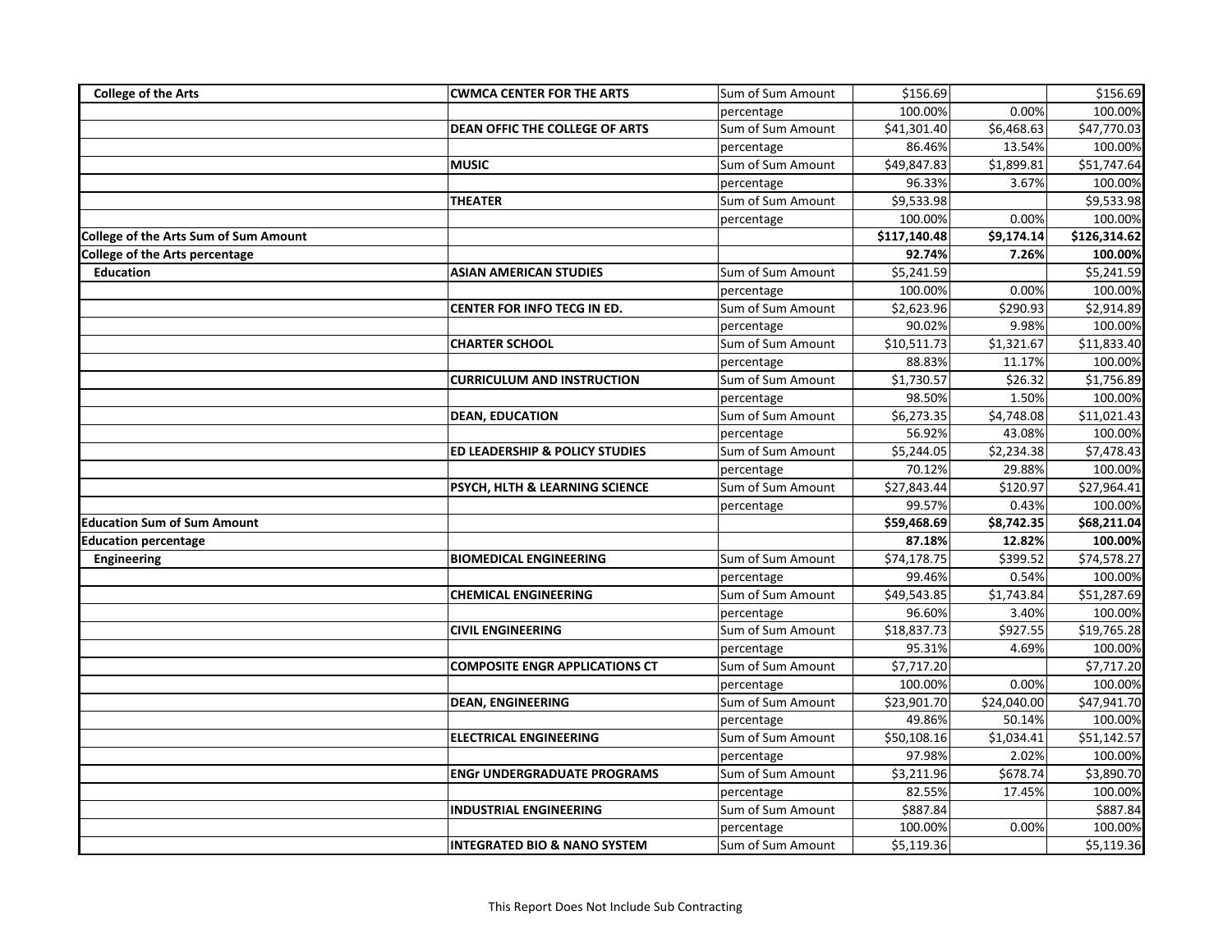| | | | | | |
|---|---|---|---|---|---|
| **College of the Arts** | **CWMCA CENTER FOR THE ARTS** | Sum of Sum Amount | $156.69 | | $156.69 |
| | | percentage | 100.00% | 0.00% | 100.00% |
| | **DEAN OFFIC THE COLLEGE OF ARTS** | Sum of Sum Amount | $41,301.40 | $6,468.63 | $47,770.03 |
| | | percentage | 86.46% | 13.54% | 100.00% |
| | **MUSIC** | Sum of Sum Amount | $49,847.83 | $1,899.81 | $51,747.64 |
| | | percentage | 96.33% | 3.67% | 100.00% |
| | **THEATER** | Sum of Sum Amount | $9,533.98 | | $9,533.98 |
| | | percentage | 100.00% | 0.00% | 100.00% |
| **College of the Arts Sum of Sum Amount** | | | **$117,140.48** | **$9,174.14** | **$126,314.62** |
| **College of the Arts percentage** | | | **92.74%** | **7.26%** | **100.00%** |
| **Education** | **ASIAN AMERICAN STUDIES** | Sum of Sum Amount | $5,241.59 | | $5,241.59 |
| | | percentage | 100.00% | 0.00% | 100.00% |
| | **CENTER FOR INFO TECG IN ED.** | Sum of Sum Amount | $2,623.96 | $290.93 | $2,914.89 |
| | | percentage | 90.02% | 9.98% | 100.00% |
| | **CHARTER SCHOOL** | Sum of Sum Amount | $10,511.73 | $1,321.67 | $11,833.40 |
| | | percentage | 88.83% | 11.17% | 100.00% |
| | **CURRICULUM AND INSTRUCTION** | Sum of Sum Amount | $1,730.57 | $26.32 | $1,756.89 |
| | | percentage | 98.50% | 1.50% | 100.00% |
| | **DEAN, EDUCATION** | Sum of Sum Amount | $6,273.35 | $4,748.08 | $11,021.43 |
| | | percentage | 56.92% | 43.08% | 100.00% |
| | **ED LEADERSHIP & POLICY STUDIES** | Sum of Sum Amount | $5,244.05 | $2,234.38 | $7,478.43 |
| | | percentage | 70.12% | 29.88% | 100.00% |
| | **PSYCH, HLTH & LEARNING SCIENCE** | Sum of Sum Amount | $27,843.44 | $120.97 | $27,964.41 |
| | | percentage | 99.57% | 0.43% | 100.00% |
| **Education Sum of Sum Amount** | | | **$59,468.69** | **$8,742.35** | **$68,211.04** |
| **Education percentage** | | | **87.18%** | **12.82%** | **100.00%** |
| **Engineering** | **BIOMEDICAL ENGINEERING** | Sum of Sum Amount | $74,178.75 | $399.52 | $74,578.27 |
| | | percentage | 99.46% | 0.54% | 100.00% |
| | **CHEMICAL ENGINEERING** | Sum of Sum Amount | $49,543.85 | $1,743.84 | $51,287.69 |
| | | percentage | 96.60% | 3.40% | 100.00% |
| | **CIVIL ENGINEERING** | Sum of Sum Amount | $18,837.73 | $927.55 | $19,765.28 |
| | | percentage | 95.31% | 4.69% | 100.00% |
| | **COMPOSITE ENGR APPLICATIONS CT** | Sum of Sum Amount | $7,717.20 | | $7,717.20 |
| | | percentage | 100.00% | 0.00% | 100.00% |
| | **DEAN, ENGINEERING** | Sum of Sum Amount | $23,901.70 | $24,040.00 | $47,941.70 |
| | | percentage | 49.86% | 50.14% | 100.00% |
| | **ELECTRICAL ENGINEERING** | Sum of Sum Amount | $50,108.16 | $1,034.41 | $51,142.57 |
| | | percentage | 97.98% | 2.02% | 100.00% |
| | **ENGr UNDERGRADUATE PROGRAMS** | Sum of Sum Amount | $3,211.96 | $678.74 | $3,890.70 |
| | | percentage | 82.55% | 17.45% | 100.00% |
| | **INDUSTRIAL ENGINEERING** | Sum of Sum Amount | $887.84 | | $887.84 |
| | | percentage | 100.00% | 0.00% | 100.00% |
| | **INTEGRATED BIO & NANO SYSTEM** | Sum of Sum Amount | $5,119.36 | | $5,119.36 |

This Report Does Not Include Sub Contracting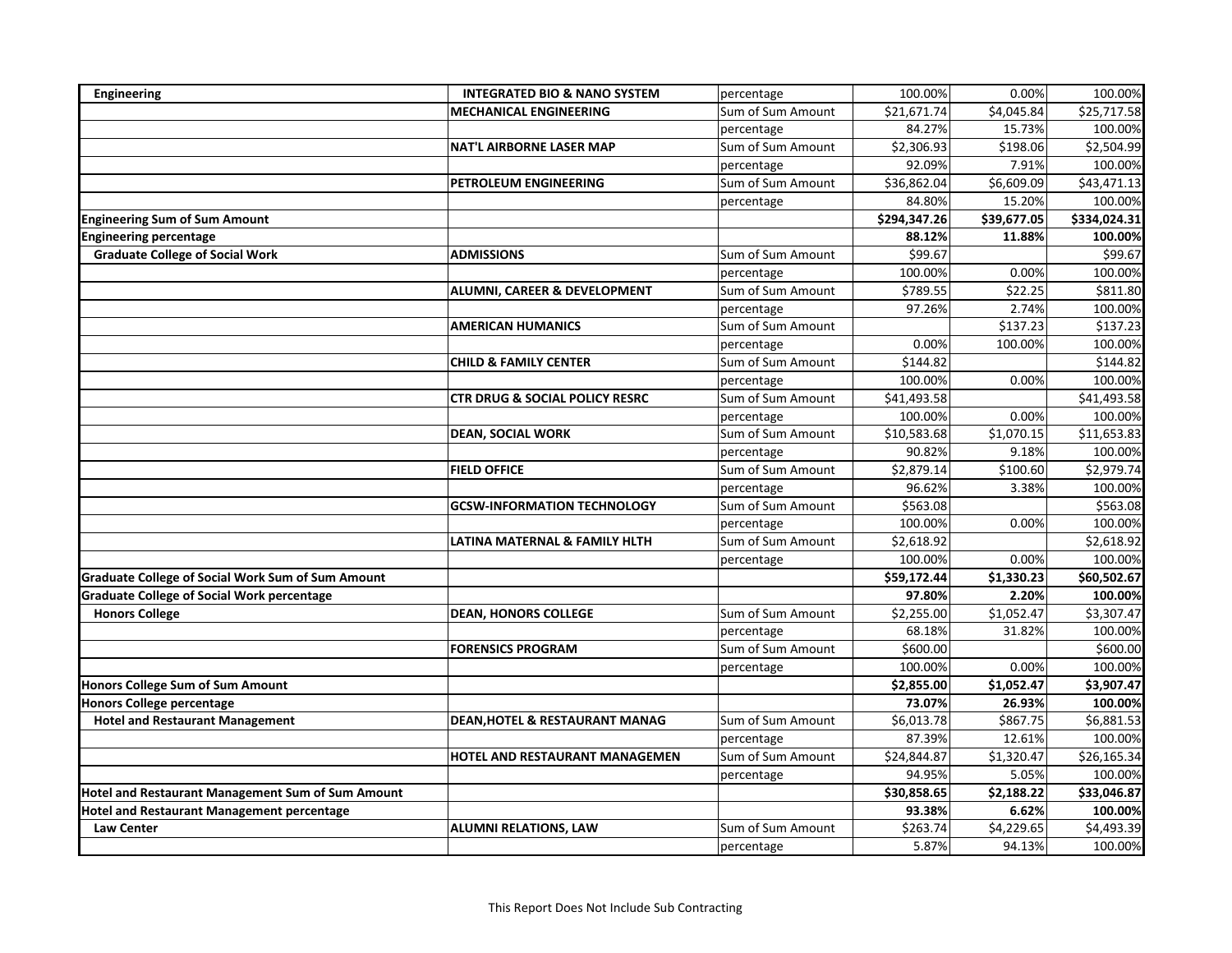| | | | | | |
|---|---|---|---|---|---|
| **Engineering** | **INTEGRATED BIO & NANO SYSTEM** | percentage | 100.00% | 0.00% | 100.00% |
| | **MECHANICAL ENGINEERING** | Sum of Sum Amount | $21,671.74 | $4,045.84 | $25,717.58 |
| | | percentage | 84.27% | 15.73% | 100.00% |
| | **NAT'L AIRBORNE LASER MAP** | Sum of Sum Amount | $2,306.93 | $198.06 | $2,504.99 |
| | | percentage | 92.09% | 7.91% | 100.00% |
| | **PETROLEUM ENGINEERING** | Sum of Sum Amount | $36,862.04 | $6,609.09 | $43,471.13 |
| | | percentage | 84.80% | 15.20% | 100.00% |
| **Engineering Sum of Sum Amount** | | | **$294,347.26** | **$39,677.05** | **$334,024.31** |
| **Engineering percentage** | | | **88.12%** | **11.88%** | **100.00%** |
| **Graduate College of Social Work** | **ADMISSIONS** | Sum of Sum Amount | $99.67 | | $99.67 |
| | | percentage | 100.00% | 0.00% | 100.00% |
| | **ALUMNI, CAREER & DEVELOPMENT** | Sum of Sum Amount | $789.55 | $22.25 | $811.80 |
| | | percentage | 97.26% | 2.74% | 100.00% |
| | **AMERICAN HUMANICS** | Sum of Sum Amount | | $137.23 | $137.23 |
| | | percentage | 0.00% | 100.00% | 100.00% |
| | **CHILD & FAMILY CENTER** | Sum of Sum Amount | $144.82 | | $144.82 |
| | | percentage | 100.00% | 0.00% | 100.00% |
| | **CTR DRUG & SOCIAL POLICY RESRC** | Sum of Sum Amount | $41,493.58 | | $41,493.58 |
| | | percentage | 100.00% | 0.00% | 100.00% |
| | **DEAN, SOCIAL WORK** | Sum of Sum Amount | $10,583.68 | $1,070.15 | $11,653.83 |
| | | percentage | 90.82% | 9.18% | 100.00% |
| | **FIELD OFFICE** | Sum of Sum Amount | $2,879.14 | $100.60 | $2,979.74 |
| | | percentage | 96.62% | 3.38% | 100.00% |
| | **GCSW-INFORMATION TECHNOLOGY** | Sum of Sum Amount | $563.08 | | $563.08 |
| | | percentage | 100.00% | 0.00% | 100.00% |
| | **LATINA MATERNAL & FAMILY HLTH** | Sum of Sum Amount | $2,618.92 | | $2,618.92 |
| | | percentage | 100.00% | 0.00% | 100.00% |
| **Graduate College of Social Work Sum of Sum Amount** | | | **$59,172.44** | **$1,330.23** | **$60,502.67** |
| **Graduate College of Social Work percentage** | | | **97.80%** | **2.20%** | **100.00%** |
| **Honors College** | **DEAN, HONORS COLLEGE** | Sum of Sum Amount | $2,255.00 | $1,052.47 | $3,307.47 |
| | | percentage | 68.18% | 31.82% | 100.00% |
| | **FORENSICS PROGRAM** | Sum of Sum Amount | $600.00 | | $600.00 |
| | | percentage | 100.00% | 0.00% | 100.00% |
| **Honors College Sum of Sum Amount** | | | **$2,855.00** | **$1,052.47** | **$3,907.47** |
| **Honors College percentage** | | | **73.07%** | **26.93%** | **100.00%** |
| **Hotel and Restaurant Management** | **DEAN,HOTEL & RESTAURANT MANAG** | Sum of Sum Amount | $6,013.78 | $867.75 | $6,881.53 |
| | | percentage | 87.39% | 12.61% | 100.00% |
| | **HOTEL AND RESTAURANT MANAGEMEN** | Sum of Sum Amount | $24,844.87 | $1,320.47 | $26,165.34 |
| | | percentage | 94.95% | 5.05% | 100.00% |
| **Hotel and Restaurant Management Sum of Sum Amount** | | | **$30,858.65** | **$2,188.22** | **$33,046.87** |
| **Hotel and Restaurant Management percentage** | | | **93.38%** | **6.62%** | **100.00%** |
| **Law Center** | **ALUMNI RELATIONS, LAW** | Sum of Sum Amount | $263.74 | $4,229.65 | $4,493.39 |
| | | percentage | 5.87% | 94.13% | 100.00% |

This Report Does Not Include Sub Contracting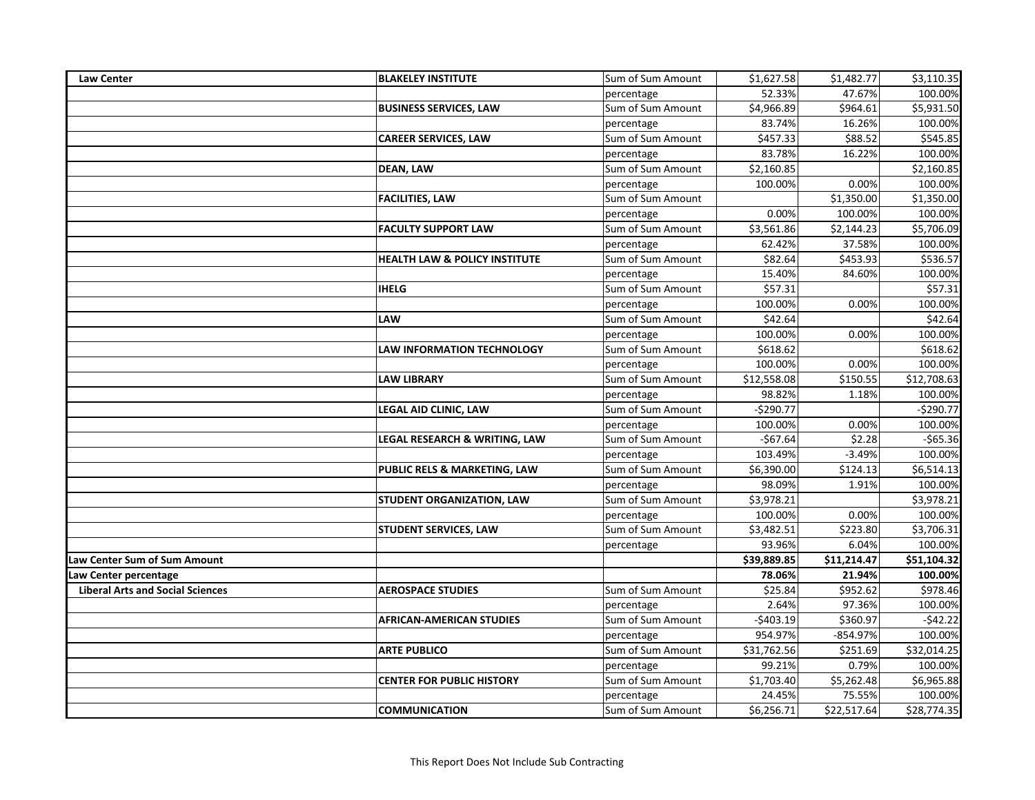| | | | | | |
|---|---|---|---|---|---|
| **Law Center** | **BLAKELEY INSTITUTE** | Sum of Sum Amount | $1,627.58 | $1,482.77 | $3,110.35 |
| | | percentage | 52.33% | 47.67% | 100.00% |
| | **BUSINESS SERVICES, LAW** | Sum of Sum Amount | $4,966.89 | $964.61 | $5,931.50 |
| | | percentage | 83.74% | 16.26% | 100.00% |
| | **CAREER SERVICES, LAW** | Sum of Sum Amount | $457.33 | $88.52 | $545.85 |
| | | percentage | 83.78% | 16.22% | 100.00% |
| | **DEAN, LAW** | Sum of Sum Amount | $2,160.85 | | $2,160.85 |
| | | percentage | 100.00% | 0.00% | 100.00% |
| | **FACILITIES, LAW** | Sum of Sum Amount | | $1,350.00 | $1,350.00 |
| | | percentage | 0.00% | 100.00% | 100.00% |
| | **FACULTY SUPPORT LAW** | Sum of Sum Amount | $3,561.86 | $2,144.23 | $5,706.09 |
| | | percentage | 62.42% | 37.58% | 100.00% |
| | **HEALTH LAW & POLICY INSTITUTE** | Sum of Sum Amount | $82.64 | $453.93 | $536.57 |
| | | percentage | 15.40% | 84.60% | 100.00% |
| | **IHELG** | Sum of Sum Amount | $57.31 | | $57.31 |
| | | percentage | 100.00% | 0.00% | 100.00% |
| | **LAW** | Sum of Sum Amount | $42.64 | | $42.64 |
| | | percentage | 100.00% | 0.00% | 100.00% |
| | **LAW INFORMATION TECHNOLOGY** | Sum of Sum Amount | $618.62 | | $618.62 |
| | | percentage | 100.00% | 0.00% | 100.00% |
| | **LAW LIBRARY** | Sum of Sum Amount | $12,558.08 | $150.55 | $12,708.63 |
| | | percentage | 98.82% | 1.18% | 100.00% |
| | **LEGAL AID CLINIC, LAW** | Sum of Sum Amount | -$290.77 | | -$290.77 |
| | | percentage | 100.00% | 0.00% | 100.00% |
| | **LEGAL RESEARCH & WRITING, LAW** | Sum of Sum Amount | -$67.64 | $2.28 | -$65.36 |
| | | percentage | 103.49% | -3.49% | 100.00% |
| | **PUBLIC RELS & MARKETING, LAW** | Sum of Sum Amount | $6,390.00 | $124.13 | $6,514.13 |
| | | percentage | 98.09% | 1.91% | 100.00% |
| | **STUDENT ORGANIZATION, LAW** | Sum of Sum Amount | $3,978.21 | | $3,978.21 |
| | | percentage | 100.00% | 0.00% | 100.00% |
| | **STUDENT SERVICES, LAW** | Sum of Sum Amount | $3,482.51 | $223.80 | $3,706.31 |
| | | percentage | 93.96% | 6.04% | 100.00% |
| **Law Center Sum of Sum Amount** | | | **$39,889.85** | **$11,214.47** | **$51,104.32** |
| **Law Center percentage** | | | **78.06%** | **21.94%** | **100.00%** |
| **Liberal Arts and Social Sciences** | **AEROSPACE STUDIES** | Sum of Sum Amount | $25.84 | $952.62 | $978.46 |
| | | percentage | 2.64% | 97.36% | 100.00% |
| | **AFRICAN-AMERICAN STUDIES** | Sum of Sum Amount | -$403.19 | $360.97 | -$42.22 |
| | | percentage | 954.97% | -854.97% | 100.00% |
| | **ARTE PUBLICO** | Sum of Sum Amount | $31,762.56 | $251.69 | $32,014.25 |
| | | percentage | 99.21% | 0.79% | 100.00% |
| | **CENTER FOR PUBLIC HISTORY** | Sum of Sum Amount | $1,703.40 | $5,262.48 | $6,965.88 |
| | | percentage | 24.45% | 75.55% | 100.00% |
| | **COMMUNICATION** | Sum of Sum Amount | $6,256.71 | $22,517.64 | $28,774.35 |

This Report Does Not Include Sub Contracting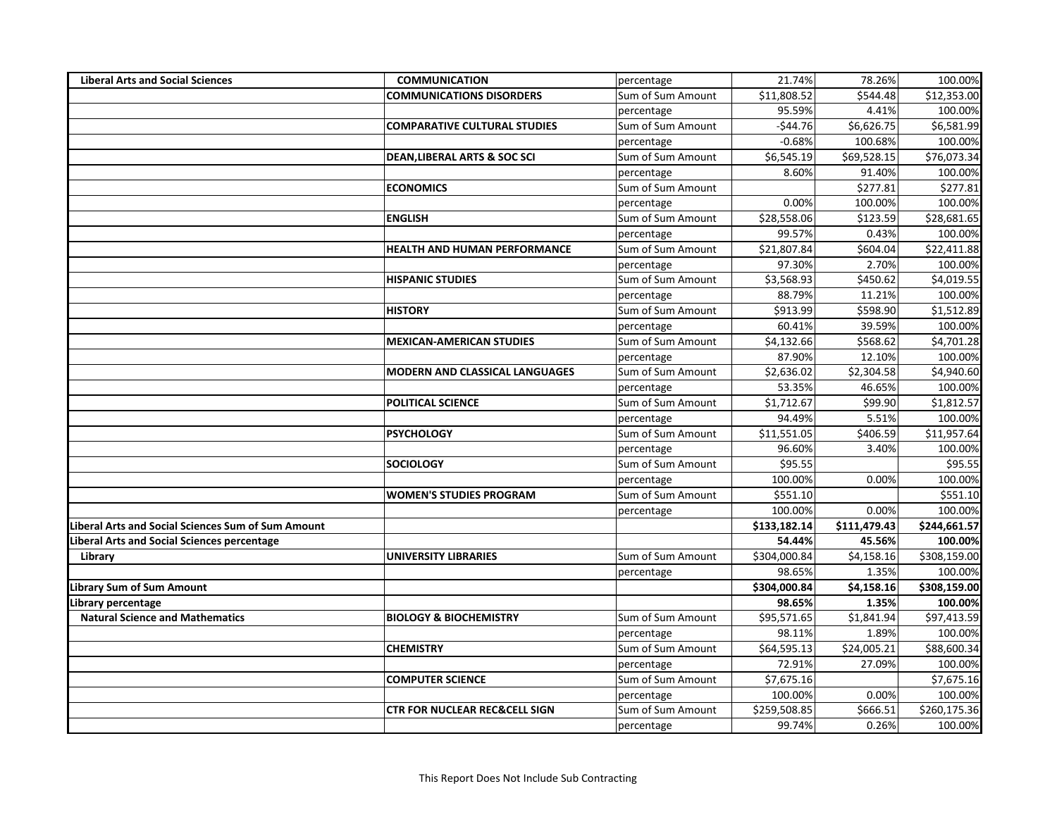| | | | | | |
|---|---|---|---|---|---|
| **Liberal Arts and Social Sciences** | **COMMUNICATION** | percentage | 21.74% | 78.26% | 100.00% |
| | **COMMUNICATIONS DISORDERS** | Sum of Sum Amount | $11,808.52 | $544.48 | $12,353.00 |
| | | percentage | 95.59% | 4.41% | 100.00% |
| | **COMPARATIVE CULTURAL STUDIES** | Sum of Sum Amount | -$44.76 | $6,626.75 | $6,581.99 |
| | | percentage | -0.68% | 100.68% | 100.00% |
| | **DEAN,LIBERAL ARTS & SOC SCI** | Sum of Sum Amount | $6,545.19 | $69,528.15 | $76,073.34 |
| | | percentage | 8.60% | 91.40% | 100.00% |
| | **ECONOMICS** | Sum of Sum Amount | | $277.81 | $277.81 |
| | | percentage | 0.00% | 100.00% | 100.00% |
| | **ENGLISH** | Sum of Sum Amount | $28,558.06 | $123.59 | $28,681.65 |
| | | percentage | 99.57% | 0.43% | 100.00% |
| | **HEALTH AND HUMAN PERFORMANCE** | Sum of Sum Amount | $21,807.84 | $604.04 | $22,411.88 |
| | | percentage | 97.30% | 2.70% | 100.00% |
| | **HISPANIC STUDIES** | Sum of Sum Amount | $3,568.93 | $450.62 | $4,019.55 |
| | | percentage | 88.79% | 11.21% | 100.00% |
| | **HISTORY** | Sum of Sum Amount | $913.99 | $598.90 | $1,512.89 |
| | | percentage | 60.41% | 39.59% | 100.00% |
| | **MEXICAN-AMERICAN STUDIES** | Sum of Sum Amount | $4,132.66 | $568.62 | $4,701.28 |
| | | percentage | 87.90% | 12.10% | 100.00% |
| | **MODERN AND CLASSICAL LANGUAGES** | Sum of Sum Amount | $2,636.02 | $2,304.58 | $4,940.60 |
| | | percentage | 53.35% | 46.65% | 100.00% |
| | **POLITICAL SCIENCE** | Sum of Sum Amount | $1,712.67 | $99.90 | $1,812.57 |
| | | percentage | 94.49% | 5.51% | 100.00% |
| | **PSYCHOLOGY** | Sum of Sum Amount | $11,551.05 | $406.59 | $11,957.64 |
| | | percentage | 96.60% | 3.40% | 100.00% |
| | **SOCIOLOGY** | Sum of Sum Amount | $95.55 | | $95.55 |
| | | percentage | 100.00% | 0.00% | 100.00% |
| | **WOMEN'S STUDIES PROGRAM** | Sum of Sum Amount | $551.10 | | $551.10 |
| | | percentage | 100.00% | 0.00% | 100.00% |
| **Liberal Arts and Social Sciences Sum of Sum Amount** | | | **$133,182.14** | **$111,479.43** | **$244,661.57** |
| **Liberal Arts and Social Sciences percentage** | | | **54.44%** | **45.56%** | **100.00%** |
| **Library** | **UNIVERSITY LIBRARIES** | Sum of Sum Amount | $304,000.84 | $4,158.16 | $308,159.00 |
| | | percentage | 98.65% | 1.35% | 100.00% |
| **Library Sum of Sum Amount** | | | **$304,000.84** | **$4,158.16** | **$308,159.00** |
| **Library percentage** | | | **98.65%** | **1.35%** | **100.00%** |
| **Natural Science and Mathematics** | **BIOLOGY & BIOCHEMISTRY** | Sum of Sum Amount | $95,571.65 | $1,841.94 | $97,413.59 |
| | | percentage | 98.11% | 1.89% | 100.00% |
| | **CHEMISTRY** | Sum of Sum Amount | $64,595.13 | $24,005.21 | $88,600.34 |
| | | percentage | 72.91% | 27.09% | 100.00% |
| | **COMPUTER SCIENCE** | Sum of Sum Amount | $7,675.16 | | $7,675.16 |
| | | percentage | 100.00% | 0.00% | 100.00% |
| | **CTR FOR NUCLEAR REC&CELL SIGN** | Sum of Sum Amount | $259,508.85 | $666.51 | $260,175.36 |
| | | percentage | 99.74% | 0.26% | 100.00% |

This Report Does Not Include Sub Contracting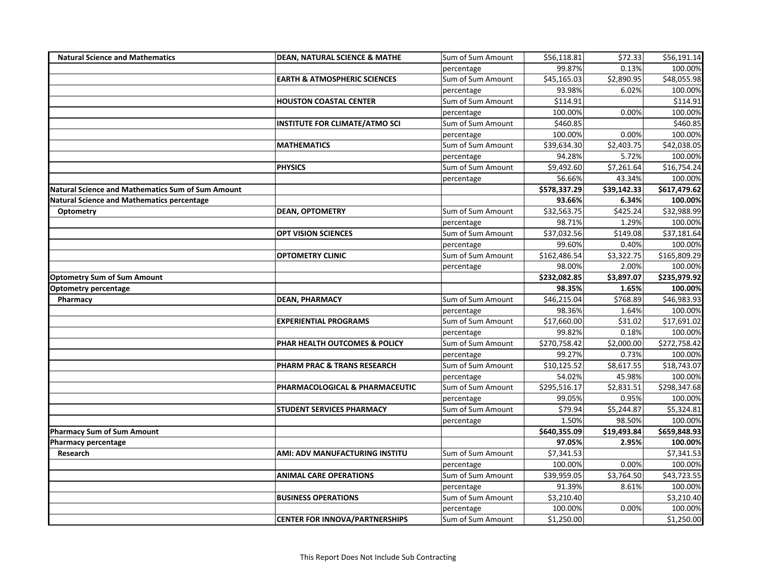| | | | | | |
|---|---|---|---|---|---|
| **Natural Science and Mathematics** | **DEAN, NATURAL SCIENCE & MATHE** | Sum of Sum Amount | $56,118.81 | $72.33 | $56,191.14 |
| | | percentage | 99.87% | 0.13% | 100.00% |
| | **EARTH & ATMOSPHERIC SCIENCES** | Sum of Sum Amount | $45,165.03 | $2,890.95 | $48,055.98 |
| | | percentage | 93.98% | 6.02% | 100.00% |
| | **HOUSTON COASTAL CENTER** | Sum of Sum Amount | $114.91 | | $114.91 |
| | | percentage | 100.00% | 0.00% | 100.00% |
| | **INSTITUTE FOR CLIMATE/ATMO SCI** | Sum of Sum Amount | $460.85 | | $460.85 |
| | | percentage | 100.00% | 0.00% | 100.00% |
| | **MATHEMATICS** | Sum of Sum Amount | $39,634.30 | $2,403.75 | $42,038.05 |
| | | percentage | 94.28% | 5.72% | 100.00% |
| | **PHYSICS** | Sum of Sum Amount | $9,492.60 | $7,261.64 | $16,754.24 |
| | | percentage | 56.66% | 43.34% | 100.00% |
| **Natural Science and Mathematics Sum of Sum Amount** | | | **$578,337.29** | **$39,142.33** | **$617,479.62** |
| **Natural Science and Mathematics percentage** | | | **93.66%** | **6.34%** | **100.00%** |
| **Optometry** | **DEAN, OPTOMETRY** | Sum of Sum Amount | $32,563.75 | $425.24 | $32,988.99 |
| | | percentage | 98.71% | 1.29% | 100.00% |
| | **OPT VISION SCIENCES** | Sum of Sum Amount | $37,032.56 | $149.08 | $37,181.64 |
| | | percentage | 99.60% | 0.40% | 100.00% |
| | **OPTOMETRY CLINIC** | Sum of Sum Amount | $162,486.54 | $3,322.75 | $165,809.29 |
| | | percentage | 98.00% | 2.00% | 100.00% |
| **Optometry Sum of Sum Amount** | | | **$232,082.85** | **$3,897.07** | **$235,979.92** |
| **Optometry percentage** | | | **98.35%** | **1.65%** | **100.00%** |
| **Pharmacy** | **DEAN, PHARMACY** | Sum of Sum Amount | $46,215.04 | $768.89 | $46,983.93 |
| | | percentage | 98.36% | 1.64% | 100.00% |
| | **EXPERIENTIAL PROGRAMS** | Sum of Sum Amount | $17,660.00 | $31.02 | $17,691.02 |
| | | percentage | 99.82% | 0.18% | 100.00% |
| | **PHAR HEALTH OUTCOMES & POLICY** | Sum of Sum Amount | $270,758.42 | $2,000.00 | $272,758.42 |
| | | percentage | 99.27% | 0.73% | 100.00% |
| | **PHARM PRAC & TRANS RESEARCH** | Sum of Sum Amount | $10,125.52 | $8,617.55 | $18,743.07 |
| | | percentage | 54.02% | 45.98% | 100.00% |
| | **PHARMACOLOGICAL & PHARMACEUTIC** | Sum of Sum Amount | $295,516.17 | $2,831.51 | $298,347.68 |
| | | percentage | 99.05% | 0.95% | 100.00% |
| | **STUDENT SERVICES PHARMACY** | Sum of Sum Amount | $79.94 | $5,244.87 | $5,324.81 |
| | | percentage | 1.50% | 98.50% | 100.00% |
| **Pharmacy Sum of Sum Amount** | | | **$640,355.09** | **$19,493.84** | **$659,848.93** |
| **Pharmacy percentage** | | | **97.05%** | **2.95%** | **100.00%** |
| **Research** | **AMI: ADV MANUFACTURING INSTITU** | Sum of Sum Amount | $7,341.53 | | $7,341.53 |
| | | percentage | 100.00% | 0.00% | 100.00% |
| | **ANIMAL CARE OPERATIONS** | Sum of Sum Amount | $39,959.05 | $3,764.50 | $43,723.55 |
| | | percentage | 91.39% | 8.61% | 100.00% |
| | **BUSINESS OPERATIONS** | Sum of Sum Amount | $3,210.40 | | $3,210.40 |
| | | percentage | 100.00% | 0.00% | 100.00% |
| | **CENTER FOR INNOVA/PARTNERSHIPS** | Sum of Sum Amount | $1,250.00 | | $1,250.00 |

This Report Does Not Include Sub Contracting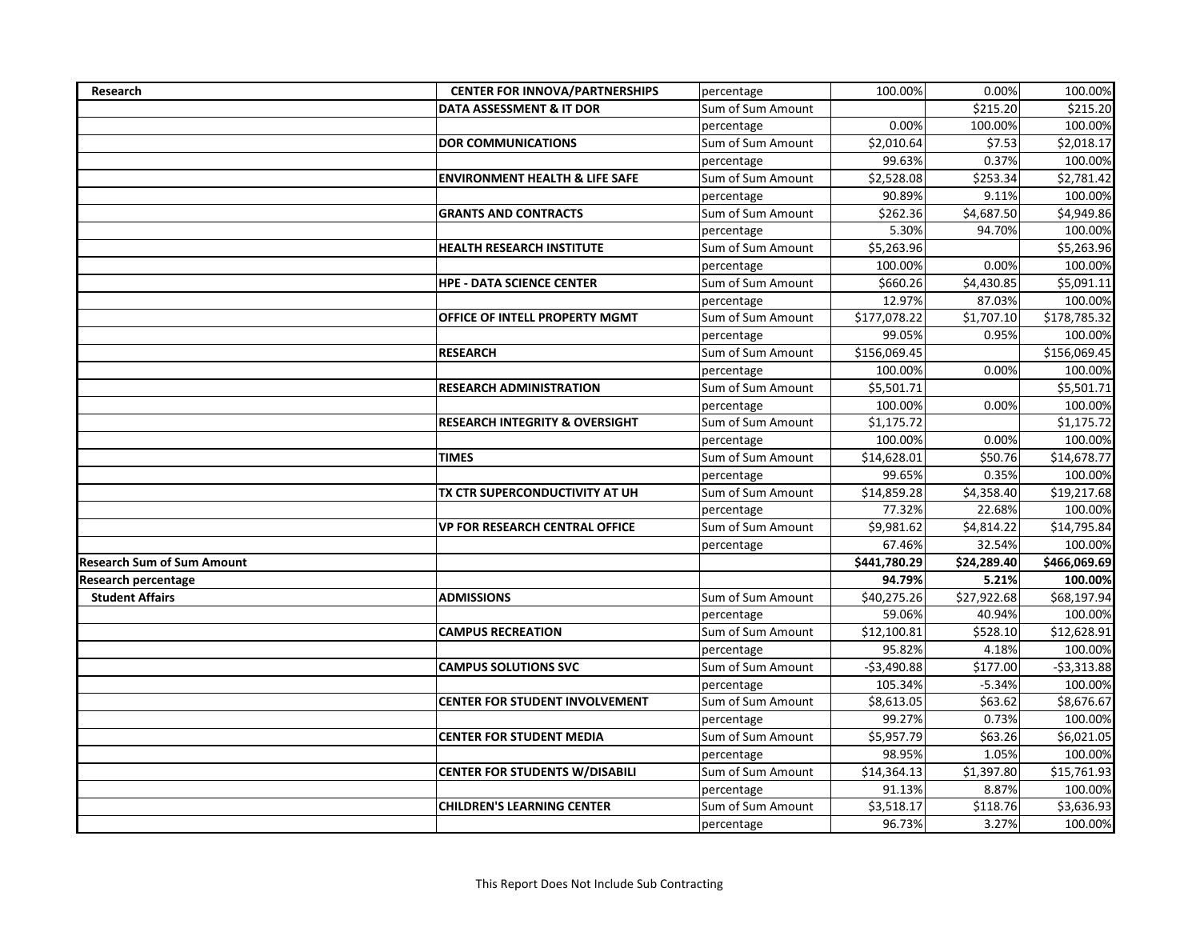| Research | CENTER FOR INNOVA/PARTNERSHIPS | percentage | 100.00% | 0.00% | 100.00% |
|---|---|---|---|---|---|
| | **DATA ASSESSMENT & IT DOR** | Sum of Sum Amount | | $215.20 | $215.20 |
| | | percentage | 0.00% | 100.00% | 100.00% |
| | **DOR COMMUNICATIONS** | Sum of Sum Amount | $2,010.64 | $7.53 | $2,018.17 |
| | | percentage | 99.63% | 0.37% | 100.00% |
| | **ENVIRONMENT HEALTH & LIFE SAFE** | Sum of Sum Amount | $2,528.08 | $253.34 | $2,781.42 |
| | | percentage | 90.89% | 9.11% | 100.00% |
| | **GRANTS AND CONTRACTS** | Sum of Sum Amount | $262.36 | $4,687.50 | $4,949.86 |
| | | percentage | 5.30% | 94.70% | 100.00% |
| | **HEALTH RESEARCH INSTITUTE** | Sum of Sum Amount | $5,263.96 | | $5,263.96 |
| | | percentage | 100.00% | 0.00% | 100.00% |
| | **HPE - DATA SCIENCE CENTER** | Sum of Sum Amount | $660.26 | $4,430.85 | $5,091.11 |
| | | percentage | 12.97% | 87.03% | 100.00% |
| | **OFFICE OF INTELL PROPERTY MGMT** | Sum of Sum Amount | $177,078.22 | $1,707.10 | $178,785.32 |
| | | percentage | 99.05% | 0.95% | 100.00% |
| | **RESEARCH** | Sum of Sum Amount | $156,069.45 | | $156,069.45 |
| | | percentage | 100.00% | 0.00% | 100.00% |
| | **RESEARCH ADMINISTRATION** | Sum of Sum Amount | $5,501.71 | | $5,501.71 |
| | | percentage | 100.00% | 0.00% | 100.00% |
| | **RESEARCH INTEGRITY & OVERSIGHT** | Sum of Sum Amount | $1,175.72 | | $1,175.72 |
| | | percentage | 100.00% | 0.00% | 100.00% |
| | **TIMES** | Sum of Sum Amount | $14,628.01 | $50.76 | $14,678.77 |
| | | percentage | 99.65% | 0.35% | 100.00% |
| | **TX CTR SUPERCONDUCTIVITY AT UH** | Sum of Sum Amount | $14,859.28 | $4,358.40 | $19,217.68 |
| | | percentage | 77.32% | 22.68% | 100.00% |
| | **VP FOR RESEARCH CENTRAL OFFICE** | Sum of Sum Amount | $9,981.62 | $4,814.22 | $14,795.84 |
| | | percentage | 67.46% | 32.54% | 100.00% |
| **Research Sum of Sum Amount** | | | **$441,780.29** | **$24,289.40** | **$466,069.69** |
| **Research percentage** | | | **94.79%** | **5.21%** | **100.00%** |
| **Student Affairs** | **ADMISSIONS** | Sum of Sum Amount | $40,275.26 | $27,922.68 | $68,197.94 |
| | | percentage | 59.06% | 40.94% | 100.00% |
| | **CAMPUS RECREATION** | Sum of Sum Amount | $12,100.81 | $528.10 | $12,628.91 |
| | | percentage | 95.82% | 4.18% | 100.00% |
| | **CAMPUS SOLUTIONS SVC** | Sum of Sum Amount | -$3,490.88 | $177.00 | -$3,313.88 |
| | | percentage | 105.34% | -5.34% | 100.00% |
| | **CENTER FOR STUDENT INVOLVEMENT** | Sum of Sum Amount | $8,613.05 | $63.62 | $8,676.67 |
| | | percentage | 99.27% | 0.73% | 100.00% |
| | **CENTER FOR STUDENT MEDIA** | Sum of Sum Amount | $5,957.79 | $63.26 | $6,021.05 |
| | | percentage | 98.95% | 1.05% | 100.00% |
| | **CENTER FOR STUDENTS W/DISABILI** | Sum of Sum Amount | $14,364.13 | $1,397.80 | $15,761.93 |
| | | percentage | 91.13% | 8.87% | 100.00% |
| | **CHILDREN'S LEARNING CENTER** | Sum of Sum Amount | $3,518.17 | $118.76 | $3,636.93 |
| | | percentage | 96.73% | 3.27% | 100.00% |

This Report Does Not Include Sub Contracting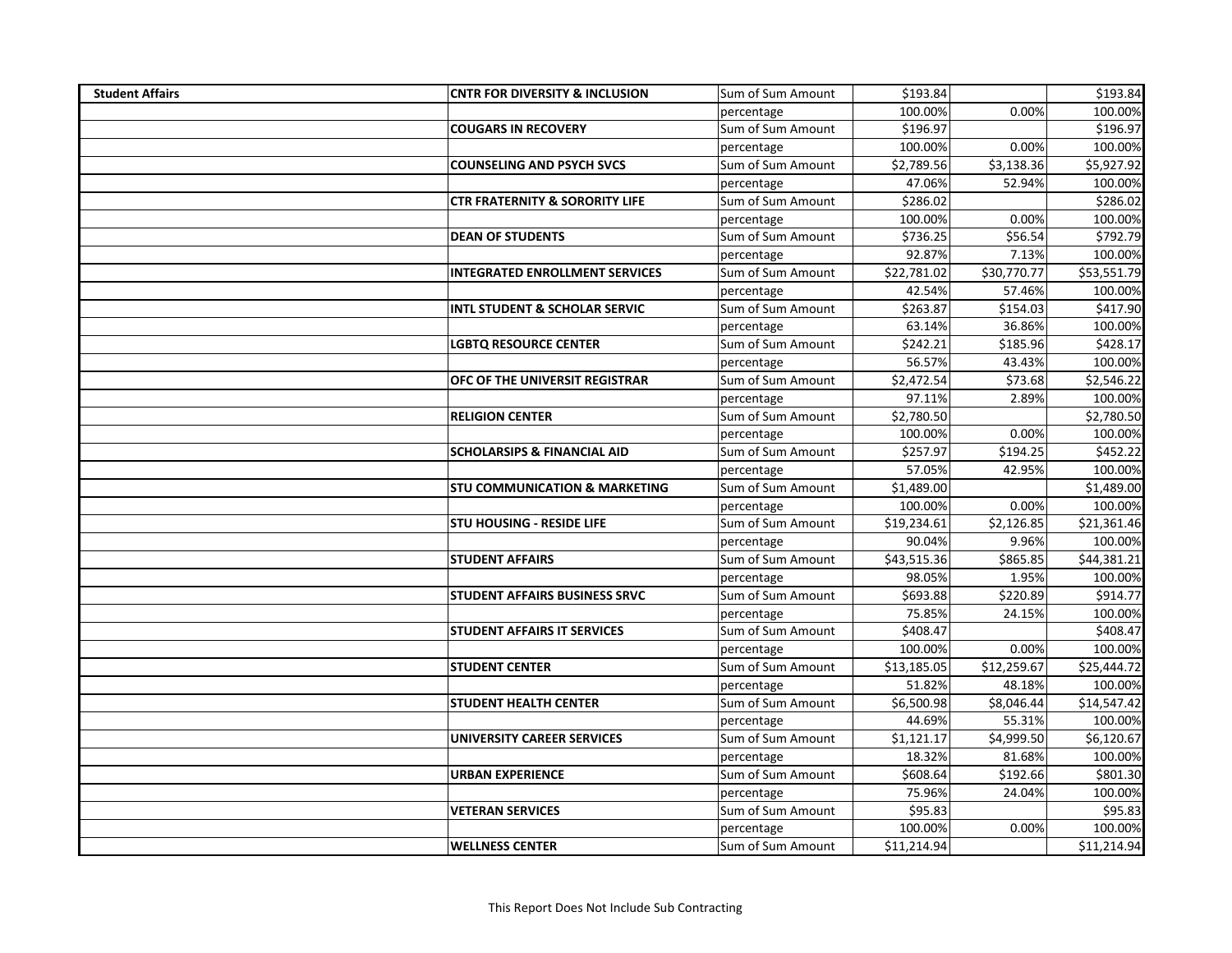| Student Affairs | CNTR FOR DIVERSITY & INCLUSION | Sum of Sum Amount | $193.84 | | $193.84 |
|---|---|---|---|---|---|
| | | percentage | 100.00% | 0.00% | 100.00% |
| | COUGARS IN RECOVERY | Sum of Sum Amount | $196.97 | | $196.97 |
| | | percentage | 100.00% | 0.00% | 100.00% |
| | COUNSELING AND PSYCH SVCS | Sum of Sum Amount | $2,789.56 | $3,138.36 | $5,927.92 |
| | | percentage | 47.06% | 52.94% | 100.00% |
| | CTR FRATERNITY & SORORITY LIFE | Sum of Sum Amount | $286.02 | | $286.02 |
| | | percentage | 100.00% | 0.00% | 100.00% |
| | DEAN OF STUDENTS | Sum of Sum Amount | $736.25 | $56.54 | $792.79 |
| | | percentage | 92.87% | 7.13% | 100.00% |
| | INTEGRATED ENROLLMENT SERVICES | Sum of Sum Amount | $22,781.02 | $30,770.77 | $53,551.79 |
| | | percentage | 42.54% | 57.46% | 100.00% |
| | INTL STUDENT & SCHOLAR SERVIC | Sum of Sum Amount | $263.87 | $154.03 | $417.90 |
| | | percentage | 63.14% | 36.86% | 100.00% |
| | LGBTQ RESOURCE CENTER | Sum of Sum Amount | $242.21 | $185.96 | $428.17 |
| | | percentage | 56.57% | 43.43% | 100.00% |
| | OFC OF THE UNIVERSIT REGISTRAR | Sum of Sum Amount | $2,472.54 | $73.68 | $2,546.22 |
| | | percentage | 97.11% | 2.89% | 100.00% |
| | RELIGION CENTER | Sum of Sum Amount | $2,780.50 | | $2,780.50 |
| | | percentage | 100.00% | 0.00% | 100.00% |
| | SCHOLARSIPS & FINANCIAL AID | Sum of Sum Amount | $257.97 | $194.25 | $452.22 |
| | | percentage | 57.05% | 42.95% | 100.00% |
| | STU COMMUNICATION & MARKETING | Sum of Sum Amount | $1,489.00 | | $1,489.00 |
| | | percentage | 100.00% | 0.00% | 100.00% |
| | STU HOUSING - RESIDE LIFE | Sum of Sum Amount | $19,234.61 | $2,126.85 | $21,361.46 |
| | | percentage | 90.04% | 9.96% | 100.00% |
| | STUDENT AFFAIRS | Sum of Sum Amount | $43,515.36 | $865.85 | $44,381.21 |
| | | percentage | 98.05% | 1.95% | 100.00% |
| | STUDENT AFFAIRS BUSINESS SRVC | Sum of Sum Amount | $693.88 | $220.89 | $914.77 |
| | | percentage | 75.85% | 24.15% | 100.00% |
| | STUDENT AFFAIRS IT SERVICES | Sum of Sum Amount | $408.47 | | $408.47 |
| | | percentage | 100.00% | 0.00% | 100.00% |
| | STUDENT CENTER | Sum of Sum Amount | $13,185.05 | $12,259.67 | $25,444.72 |
| | | percentage | 51.82% | 48.18% | 100.00% |
| | STUDENT HEALTH CENTER | Sum of Sum Amount | $6,500.98 | $8,046.44 | $14,547.42 |
| | | percentage | 44.69% | 55.31% | 100.00% |
| | UNIVERSITY CAREER SERVICES | Sum of Sum Amount | $1,121.17 | $4,999.50 | $6,120.67 |
| | | percentage | 18.32% | 81.68% | 100.00% |
| | URBAN EXPERIENCE | Sum of Sum Amount | $608.64 | $192.66 | $801.30 |
| | | percentage | 75.96% | 24.04% | 100.00% |
| | VETERAN SERVICES | Sum of Sum Amount | $95.83 | | $95.83 |
| | | percentage | 100.00% | 0.00% | 100.00% |
| | WELLNESS CENTER | Sum of Sum Amount | $11,214.94 | | $11,214.94 |

This Report Does Not Include Sub Contracting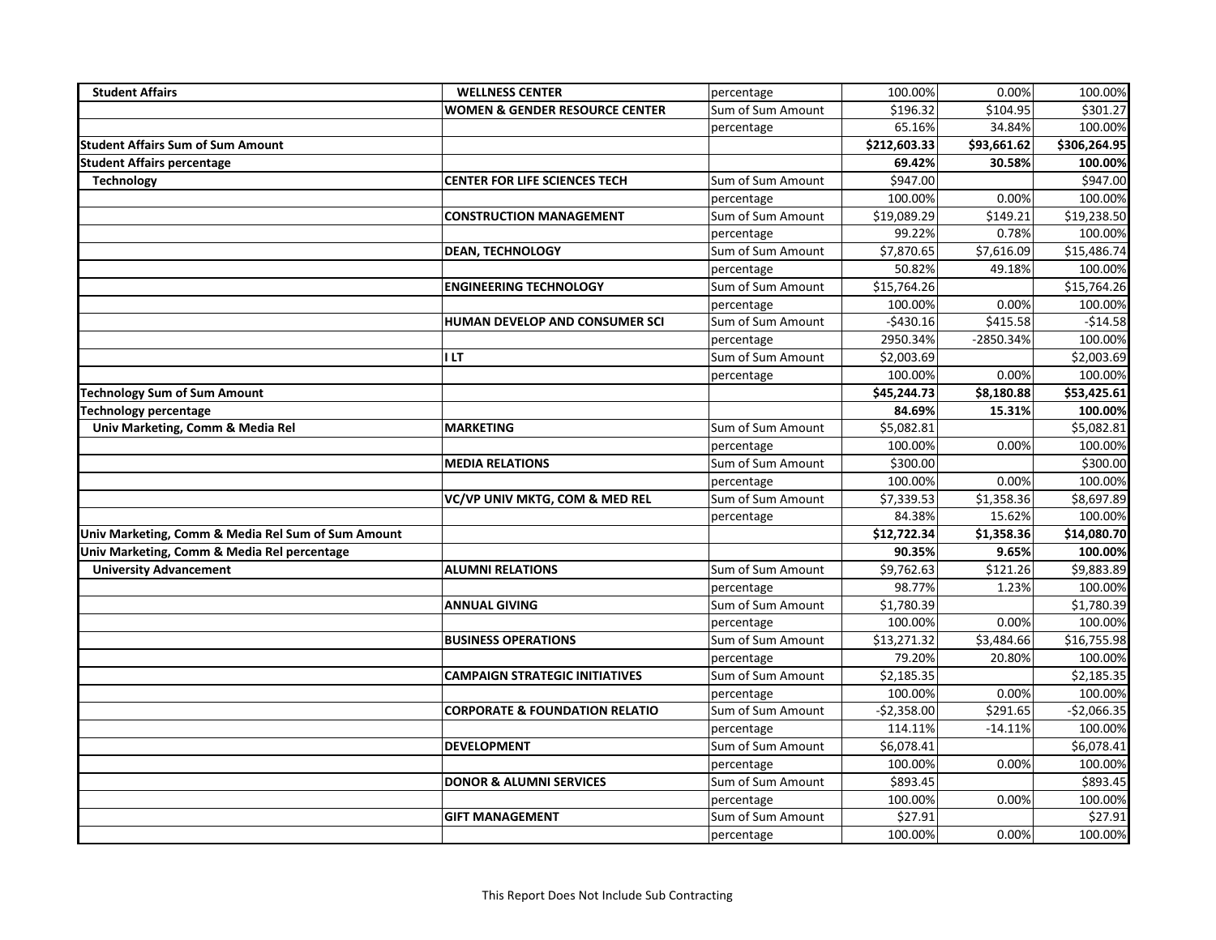| | | | | | |
|---|---|---|---|---|---|
| **Student Affairs** | **WELLNESS CENTER** | percentage | 100.00% | 0.00% | 100.00% |
| | **WOMEN & GENDER RESOURCE CENTER** | Sum of Sum Amount | $196.32 | $104.95 | $301.27 |
| | | percentage | 65.16% | 34.84% | 100.00% |
| **Student Affairs Sum of Sum Amount** | | | **$212,603.33** | **$93,661.62** | **$306,264.95** |
| **Student Affairs percentage** | | | **69.42%** | **30.58%** | **100.00%** |
| **Technology** | **CENTER FOR LIFE SCIENCES TECH** | Sum of Sum Amount | $947.00 | | $947.00 |
| | | percentage | 100.00% | 0.00% | 100.00% |
| | **CONSTRUCTION MANAGEMENT** | Sum of Sum Amount | $19,089.29 | $149.21 | $19,238.50 |
| | | percentage | 99.22% | 0.78% | 100.00% |
| | **DEAN, TECHNOLOGY** | Sum of Sum Amount | $7,870.65 | $7,616.09 | $15,486.74 |
| | | percentage | 50.82% | 49.18% | 100.00% |
| | **ENGINEERING TECHNOLOGY** | Sum of Sum Amount | $15,764.26 | | $15,764.26 |
| | | percentage | 100.00% | 0.00% | 100.00% |
| | **HUMAN DEVELOP AND CONSUMER SCI** | Sum of Sum Amount | -$430.16 | $415.58 | -$14.58 |
| | | percentage | 2950.34% | -2850.34% | 100.00% |
| | **I LT** | Sum of Sum Amount | $2,003.69 | | $2,003.69 |
| | | percentage | 100.00% | 0.00% | 100.00% |
| **Technology Sum of Sum Amount** | | | **$45,244.73** | **$8,180.88** | **$53,425.61** |
| **Technology percentage** | | | **84.69%** | **15.31%** | **100.00%** |
| **Univ Marketing, Comm & Media Rel** | **MARKETING** | Sum of Sum Amount | $5,082.81 | | $5,082.81 |
| | | percentage | 100.00% | 0.00% | 100.00% |
| | **MEDIA RELATIONS** | Sum of Sum Amount | $300.00 | | $300.00 |
| | | percentage | 100.00% | 0.00% | 100.00% |
| | **VC/VP UNIV MKTG, COM & MED REL** | Sum of Sum Amount | $7,339.53 | $1,358.36 | $8,697.89 |
| | | percentage | 84.38% | 15.62% | 100.00% |
| **Univ Marketing, Comm & Media Rel Sum of Sum Amount** | | | **$12,722.34** | **$1,358.36** | **$14,080.70** |
| **Univ Marketing, Comm & Media Rel percentage** | | | **90.35%** | **9.65%** | **100.00%** |
| **University Advancement** | **ALUMNI RELATIONS** | Sum of Sum Amount | $9,762.63 | $121.26 | $9,883.89 |
| | | percentage | 98.77% | 1.23% | 100.00% |
| | **ANNUAL GIVING** | Sum of Sum Amount | $1,780.39 | | $1,780.39 |
| | | percentage | 100.00% | 0.00% | 100.00% |
| | **BUSINESS OPERATIONS** | Sum of Sum Amount | $13,271.32 | $3,484.66 | $16,755.98 |
| | | percentage | 79.20% | 20.80% | 100.00% |
| | **CAMPAIGN STRATEGIC INITIATIVES** | Sum of Sum Amount | $2,185.35 | | $2,185.35 |
| | | percentage | 100.00% | 0.00% | 100.00% |
| | **CORPORATE & FOUNDATION RELATIO** | Sum of Sum Amount | -$2,358.00 | $291.65 | -$2,066.35 |
| | | percentage | 114.11% | -14.11% | 100.00% |
| | **DEVELOPMENT** | Sum of Sum Amount | $6,078.41 | | $6,078.41 |
| | | percentage | 100.00% | 0.00% | 100.00% |
| | **DONOR & ALUMNI SERVICES** | Sum of Sum Amount | $893.45 | | $893.45 |
| | | percentage | 100.00% | 0.00% | 100.00% |
| | **GIFT MANAGEMENT** | Sum of Sum Amount | $27.91 | | $27.91 |
| | | percentage | 100.00% | 0.00% | 100.00% |

This Report Does Not Include Sub Contracting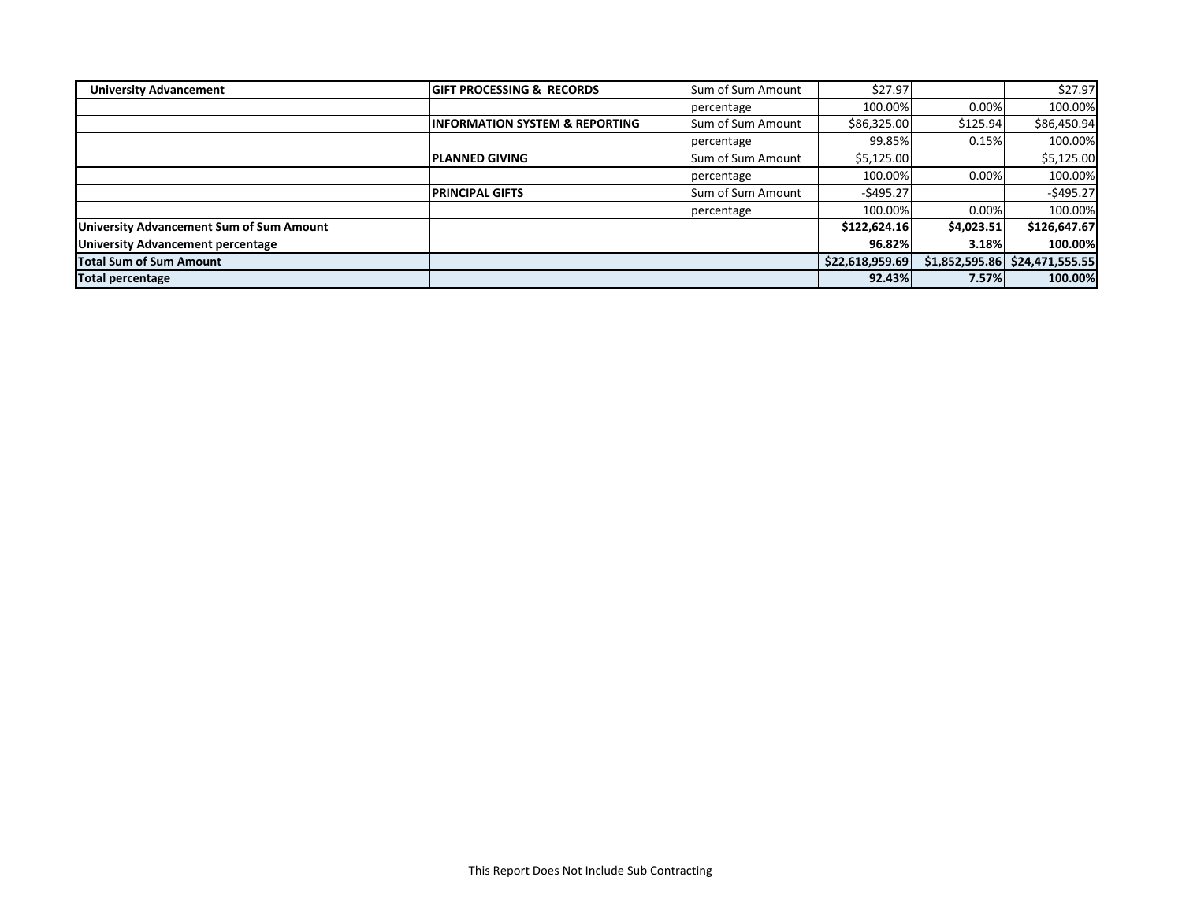| | | | | | |
|---|---|---|---|---|---|
| **University Advancement** | **GIFT PROCESSING & RECORDS** | Sum of Sum Amount | $27.97 | | $27.97 |
| | | percentage | 100.00% | 0.00% | 100.00% |
| | **INFORMATION SYSTEM & REPORTING** | Sum of Sum Amount | $86,325.00 | $125.94 | $86,450.94 |
| | | percentage | 99.85% | 0.15% | 100.00% |
| | **PLANNED GIVING** | Sum of Sum Amount | $5,125.00 | | $5,125.00 |
| | | percentage | 100.00% | 0.00% | 100.00% |
| | **PRINCIPAL GIFTS** | Sum of Sum Amount | -$495.27 | | -$495.27 |
| | | percentage | 100.00% | 0.00% | 100.00% |
| **University Advancement Sum of Sum Amount** | | | **$122,624.16** | **$4,023.51** | **$126,647.67** |
| **University Advancement percentage** | | | **96.82%** | **3.18%** | **100.00%** |
| **Total Sum of Sum Amount** | | | **$22,618,959.69** | **$1,852,595.86** | **$24,471,555.55** |
| **Total percentage** | | | **92.43%** | **7.57%** | **100.00%** |

This Report Does Not Include Sub Contracting